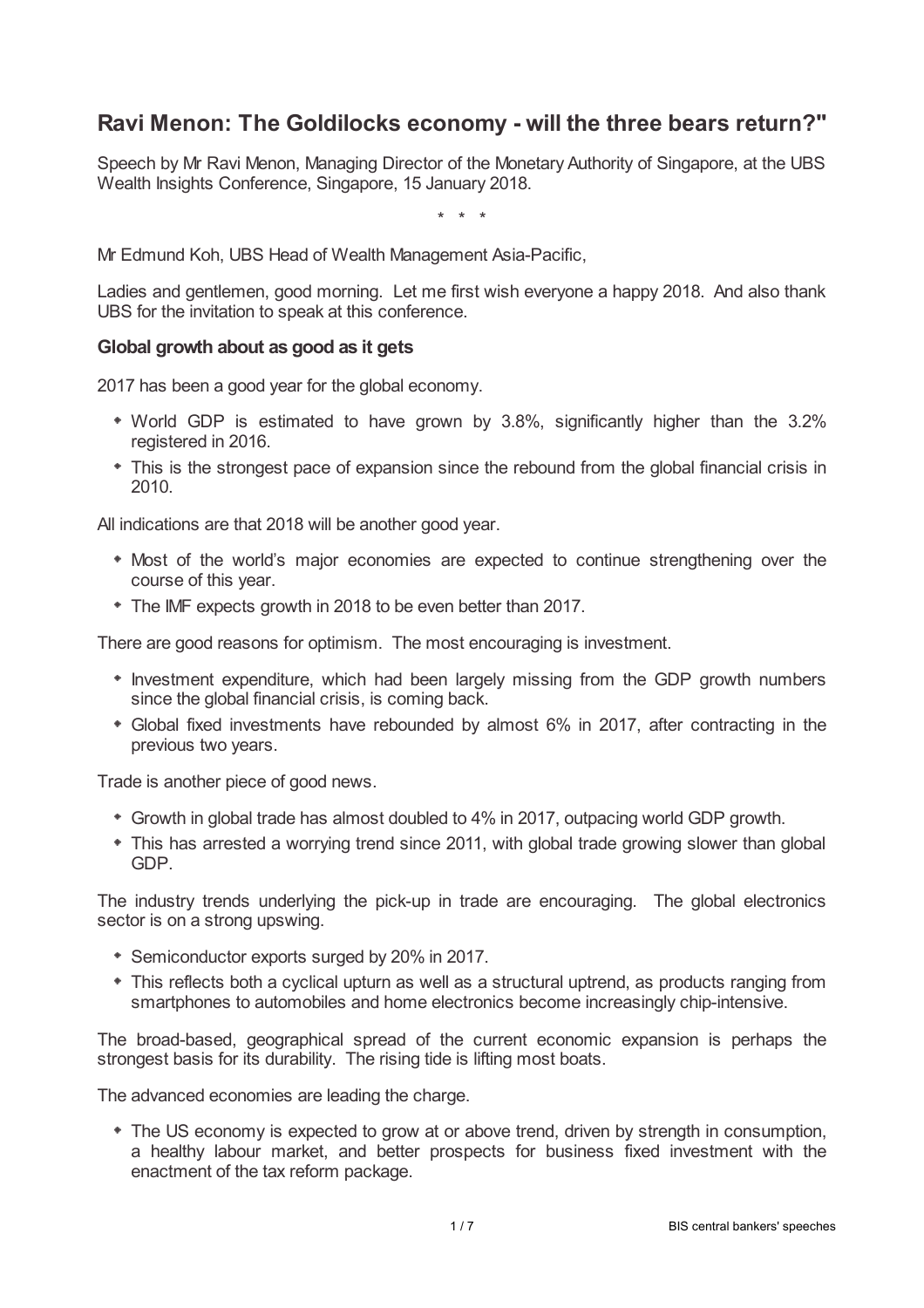# Ravi Menon: The Goldilocks economy - will the three bears return?"

Speech by Mr Ravi Menon, Managing Director of the Monetary Authority of Singapore, at the UBS Wealth Insights Conference, Singapore, 15 January 2018.

\* \* \*

Mr Edmund Koh, UBS Head of Wealth Management Asia-Pacific,

Ladies and gentlemen, good morning. Let me first wish everyone a happy 2018. And also thank UBS for the invitation to speak at this conference.

### Global growth about as good as it gets

2017 has been a good year for the global economy.

- World GDP is estimated to have grown by 3.8%, significantly higher than the 3.2% registered in 2016.
- This is the strongest pace of expansion since the rebound from the global financial crisis in 2010.

All indications are that 2018 will be another good year.

- Most of the world's major economies are expected to continue strengthening over the course of this year.
- The IMF expects growth in 2018 to be even better than 2017.

There are good reasons for optimism. The most encouraging is investment.

- Investment expenditure, which had been largely missing from the GDP growth numbers since the global financial crisis, is coming back.
- Global fixed investments have rebounded by almost 6% in 2017, after contracting in the previous two years.

Trade is another piece of good news.

- Growth in global trade has almost doubled to 4% in 2017, outpacing world GDP growth.
- This has arrested a worrying trend since 2011, with global trade growing slower than global GDP.

The industry trends underlying the pick-up in trade are encouraging. The global electronics sector is on a strong upswing.

- Semiconductor exports surged by 20% in 2017.
- This reflects both a cyclical upturn as well as a structural uptrend, as products ranging from smartphones to automobiles and home electronics become increasingly chip-intensive.

The broad-based, geographical spread of the current economic expansion is perhaps the strongest basis for its durability. The rising tide is lifting most boats.

The advanced economies are leading the charge.

- The US economy is expected to grow at or above trend, driven by strength in consumption, a healthy labour market, and better prospects for business fixed investment with the enactment of the tax reform package.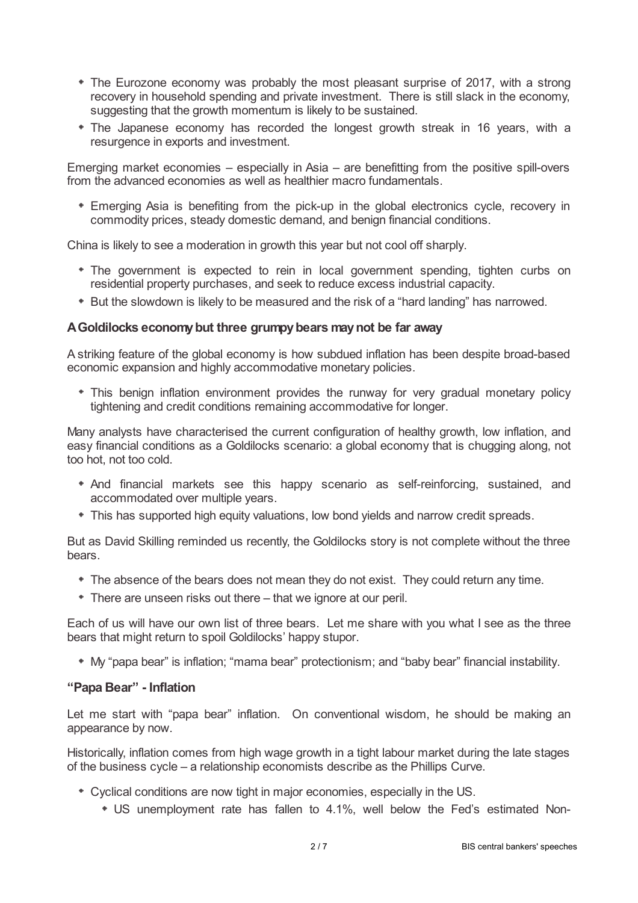- The Eurozone economy was probably the most pleasant surprise of 2017, with a strong recovery in household spending and private investment. There is still slack in the economy, suggesting that the growth momentum is likely to be sustained.
- The Japanese economy has recorded the longest growth streak in 16 years, with a resurgence in exports and investment.

Emerging market economies – especially in Asia – are benefitting from the positive spill-overs from the advanced economies as well as healthier macro fundamentals.

- Emerging Asia is benefiting from the pick-up in the global electronics cycle, recovery in commodity prices, steady domestic demand, and benign financial conditions.

China is likely to see a moderation in growth this year but not cool off sharply.

- The government is expected to rein in local government spending, tighten curbs on residential property purchases, and seek to reduce excess industrial capacity.
- But the slowdown is likely to be measured and the risk of a "hard landing" has narrowed.

### A Goldilocks economy but three grumpy bears may not be far away

A striking feature of the global economy is how subdued inflation has been despite broad-based economic expansion and highly accommodative monetary policies.

- This benign inflation environment provides the runway for very gradual monetary policy tightening and credit conditions remaining accommodative for longer.

Many analysts have characterised the current configuration of healthy growth, low inflation, and easy financial conditions as a Goldilocks scenario: a global economy that is chugging along, not too hot, not too cold.

- And financial markets see this happy scenario as self-reinforcing, sustained, and accommodated over multiple years.
- This has supported high equity valuations, low bond yields and narrow credit spreads.

But as David Skilling reminded us recently, the Goldilocks story is not complete without the three bears.

- The absence of the bears does not mean they do not exist. They could return any time.
- There are unseen risks out there – that we ignore at our peril.

Each of us will have our own list of three bears. Let me share with you what I see as the three bears that might return to spoil Goldilocks' happy stupor.

- My "papa bear" is inflation; "mama bear" protectionism; and "baby bear" financial instability.

### "Papa Bear" - Inflation

Let me start with "papa bear" inflation. On conventional wisdom, he should be making an appearance by now.

Historically, inflation comes from high wage growth in a tight labour market during the late stages of the business cycle – a relationship economists describe as the Phillips Curve.

- Cyclical conditions are now tight in major economies, especially in the US.
  - US unemployment rate has fallen to 4.1%, well below the Fed's estimated Non-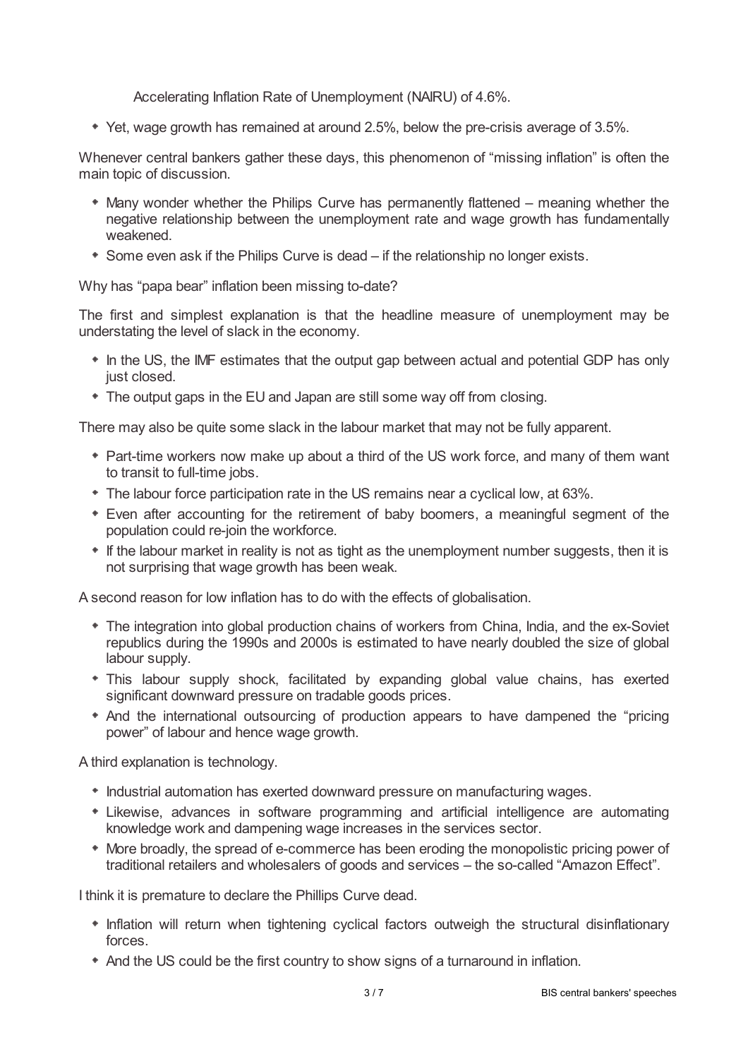Accelerating Inflation Rate of Unemployment (NAIRU) of 4.6%.

- Yet, wage growth has remained at around 2.5%, below the pre-crisis average of 3.5%.

Whenever central bankers gather these days, this phenomenon of "missing inflation" is often the main topic of discussion.

- Many wonder whether the Philips Curve has permanently flattened – meaning whether the negative relationship between the unemployment rate and wage growth has fundamentally weakened.
- Some even ask if the Philips Curve is dead – if the relationship no longer exists.

Why has "papa bear" inflation been missing to-date?

The first and simplest explanation is that the headline measure of unemployment may be understating the level of slack in the economy.

- In the US, the IMF estimates that the output gap between actual and potential GDP has only just closed.
- The output gaps in the EU and Japan are still some way off from closing.

There may also be quite some slack in the labour market that may not be fully apparent.

- Part-time workers now make up about a third of the US work force, and many of them want to transit to full-time jobs.
- The labour force participation rate in the US remains near a cyclical low, at 63%.
- Even after accounting for the retirement of baby boomers, a meaningful segment of the population could re-join the workforce.
- If the labour market in reality is not as tight as the unemployment number suggests, then it is not surprising that wage growth has been weak.

A second reason for low inflation has to do with the effects of globalisation.

- The integration into global production chains of workers from China, India, and the ex-Soviet republics during the 1990s and 2000s is estimated to have nearly doubled the size of global labour supply.
- This labour supply shock, facilitated by expanding global value chains, has exerted significant downward pressure on tradable goods prices.
- And the international outsourcing of production appears to have dampened the "pricing power" of labour and hence wage growth.

A third explanation is technology.

- Industrial automation has exerted downward pressure on manufacturing wages.
- Likewise, advances in software programming and artificial intelligence are automating knowledge work and dampening wage increases in the services sector.
- More broadly, the spread of e-commerce has been eroding the monopolistic pricing power of traditional retailers and wholesalers of goods and services – the so-called "Amazon Effect".

I think it is premature to declare the Phillips Curve dead.

- Inflation will return when tightening cyclical factors outweigh the structural disinflationary forces.
- And the US could be the first country to show signs of a turnaround in inflation.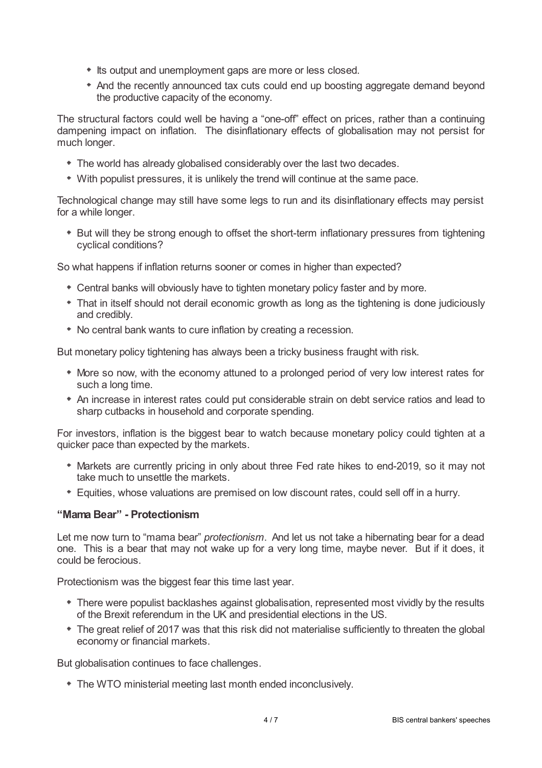- Its output and unemployment gaps are more or less closed.
- And the recently announced tax cuts could end up boosting aggregate demand beyond the productive capacity of the economy.

The structural factors could well be having a "one-off" effect on prices, rather than a continuing dampening impact on inflation. The disinflationary effects of globalisation may not persist for much longer.

- The world has already globalised considerably over the last two decades.
- With populist pressures, it is unlikely the trend will continue at the same pace.

Technological change may still have some legs to run and its disinflationary effects may persist for a while longer.

- But will they be strong enough to offset the short-term inflationary pressures from tightening cyclical conditions?

So what happens if inflation returns sooner or comes in higher than expected?

- Central banks will obviously have to tighten monetary policy faster and by more.
- That in itself should not derail economic growth as long as the tightening is done judiciously and credibly.
- No central bank wants to cure inflation by creating a recession.

But monetary policy tightening has always been a tricky business fraught with risk.

- More so now, with the economy attuned to a prolonged period of very low interest rates for such a long time.
- An increase in interest rates could put considerable strain on debt service ratios and lead to sharp cutbacks in household and corporate spending.

For investors, inflation is the biggest bear to watch because monetary policy could tighten at a quicker pace than expected by the markets.

- Markets are currently pricing in only about three Fed rate hikes to end-2019, so it may not take much to unsettle the markets.
- Equities, whose valuations are premised on low discount rates, could sell off in a hurry.

### "Mama Bear" - Protectionism

Let me now turn to "mama bear" *protectionism*. And let us not take a hibernating bear for a dead one. This is a bear that may not wake up for a very long time, maybe never. But if it does, it could be ferocious.

Protectionism was the biggest fear this time last year.

- There were populist backlashes against globalisation, represented most vividly by the results of the Brexit referendum in the UK and presidential elections in the US.
- The great relief of 2017 was that this risk did not materialise sufficiently to threaten the global economy or financial markets.

But globalisation continues to face challenges.

- The WTO ministerial meeting last month ended inconclusively.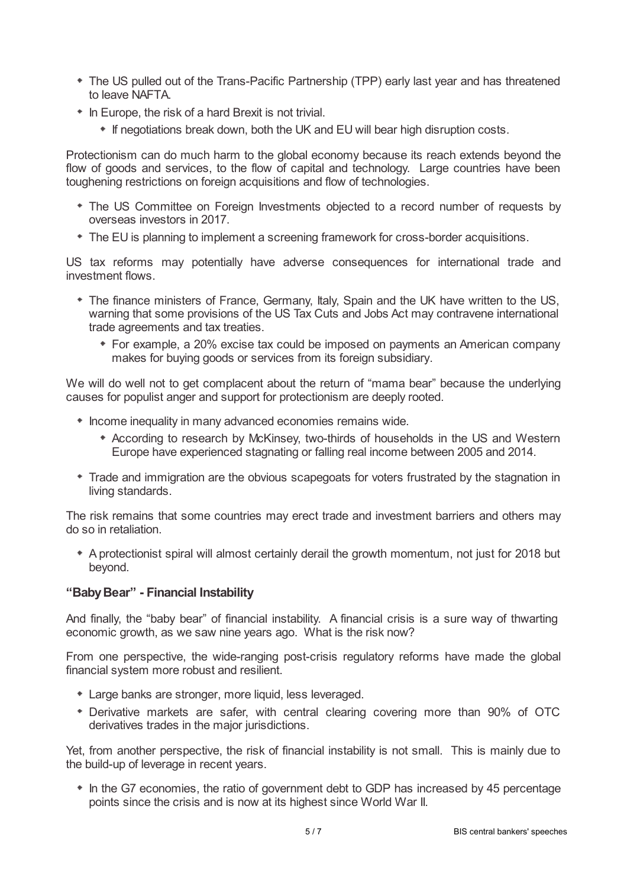- The US pulled out of the Trans-Pacific Partnership (TPP) early last year and has threatened to leave NAFTA.
- In Europe, the risk of a hard Brexit is not trivial.
  - If negotiations break down, both the UK and EU will bear high disruption costs.

Protectionism can do much harm to the global economy because its reach extends beyond the flow of goods and services, to the flow of capital and technology. Large countries have been toughening restrictions on foreign acquisitions and flow of technologies.

- The US Committee on Foreign Investments objected to a record number of requests by overseas investors in 2017.
- The EU is planning to implement a screening framework for cross-border acquisitions.

US tax reforms may potentially have adverse consequences for international trade and investment flows.

- The finance ministers of France, Germany, Italy, Spain and the UK have written to the US, warning that some provisions of the US Tax Cuts and Jobs Act may contravene international trade agreements and tax treaties.
  - For example, a 20% excise tax could be imposed on payments an American company makes for buying goods or services from its foreign subsidiary.

We will do well not to get complacent about the return of "mama bear" because the underlying causes for populist anger and support for protectionism are deeply rooted.

- Income inequality in many advanced economies remains wide.
  - According to research by McKinsey, two-thirds of households in the US and Western Europe have experienced stagnating or falling real income between 2005 and 2014.
- Trade and immigration are the obvious scapegoats for voters frustrated by the stagnation in living standards.

The risk remains that some countries may erect trade and investment barriers and others may do so in retaliation.

- A protectionist spiral will almost certainly derail the growth momentum, not just for 2018 but beyond.

### "Baby Bear" - Financial Instability

And finally, the "baby bear" of financial instability. A financial crisis is a sure way of thwarting economic growth, as we saw nine years ago. What is the risk now?

From one perspective, the wide-ranging post-crisis regulatory reforms have made the global financial system more robust and resilient.

- Large banks are stronger, more liquid, less leveraged.
- Derivative markets are safer, with central clearing covering more than 90% of OTC derivatives trades in the major jurisdictions.

Yet, from another perspective, the risk of financial instability is not small. This is mainly due to the build-up of leverage in recent years.

- In the G7 economies, the ratio of government debt to GDP has increased by 45 percentage points since the crisis and is now at its highest since World War II.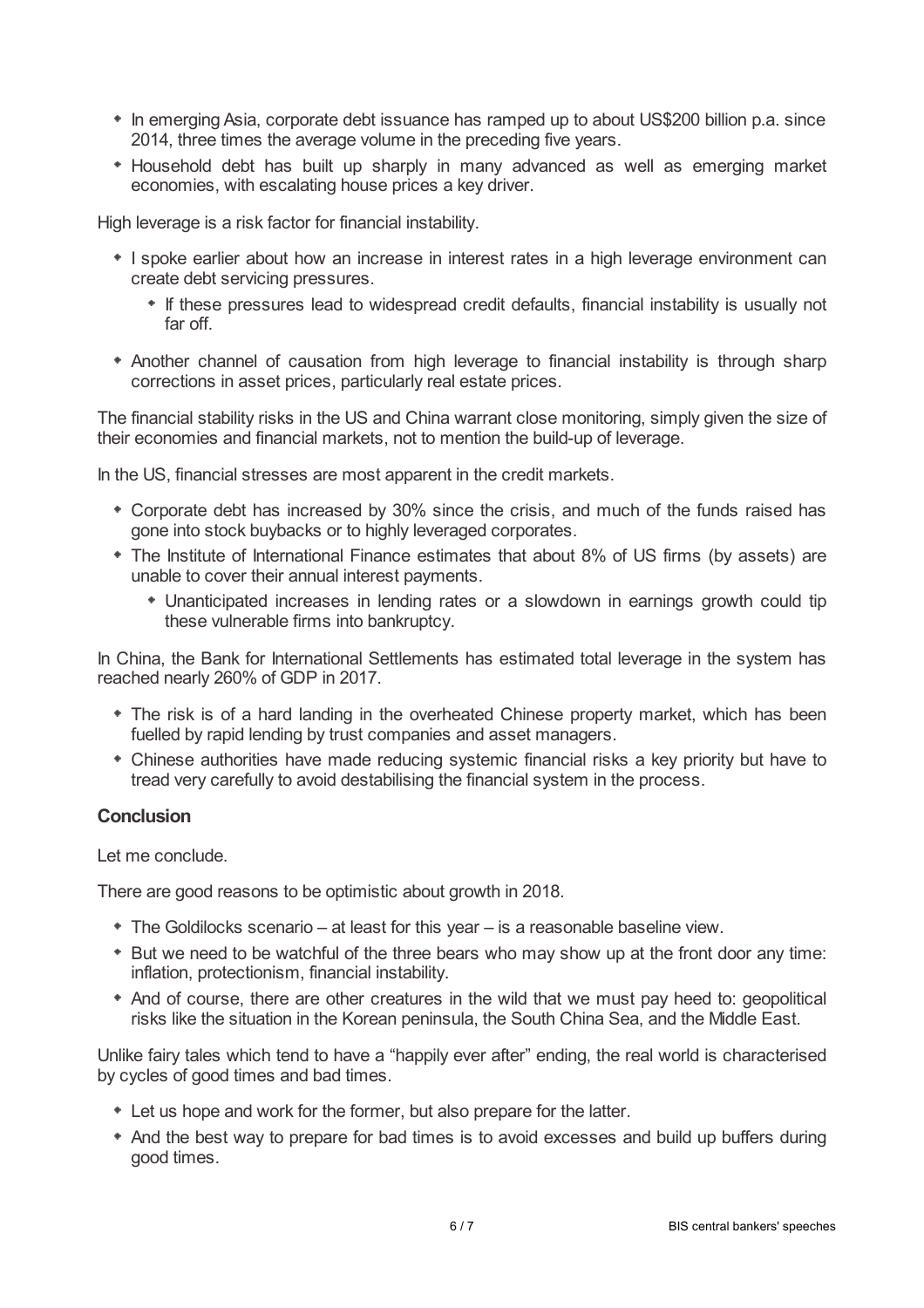- In emerging Asia, corporate debt issuance has ramped up to about US$200 billion p.a. since 2014, three times the average volume in the preceding five years.
- Household debt has built up sharply in many advanced as well as emerging market economies, with escalating house prices a key driver.

High leverage is a risk factor for financial instability.

- I spoke earlier about how an increase in interest rates in a high leverage environment can create debt servicing pressures.
  - If these pressures lead to widespread credit defaults, financial instability is usually not far off.
- Another channel of causation from high leverage to financial instability is through sharp corrections in asset prices, particularly real estate prices.

The financial stability risks in the US and China warrant close monitoring, simply given the size of their economies and financial markets, not to mention the build-up of leverage.

In the US, financial stresses are most apparent in the credit markets.

- Corporate debt has increased by 30% since the crisis, and much of the funds raised has gone into stock buybacks or to highly leveraged corporates.
- The Institute of International Finance estimates that about 8% of US firms (by assets) are unable to cover their annual interest payments.
  - Unanticipated increases in lending rates or a slowdown in earnings growth could tip these vulnerable firms into bankruptcy.

In China, the Bank for International Settlements has estimated total leverage in the system has reached nearly 260% of GDP in 2017.

- The risk is of a hard landing in the overheated Chinese property market, which has been fuelled by rapid lending by trust companies and asset managers.
- Chinese authorities have made reducing systemic financial risks a key priority but have to tread very carefully to avoid destabilising the financial system in the process.

## Conclusion

Let me conclude.

There are good reasons to be optimistic about growth in 2018.

- The Goldilocks scenario – at least for this year – is a reasonable baseline view.
- But we need to be watchful of the three bears who may show up at the front door any time: inflation, protectionism, financial instability.
- And of course, there are other creatures in the wild that we must pay heed to: geopolitical risks like the situation in the Korean peninsula, the South China Sea, and the Middle East.

Unlike fairy tales which tend to have a "happily ever after" ending, the real world is characterised by cycles of good times and bad times.

- Let us hope and work for the former, but also prepare for the latter.
- And the best way to prepare for bad times is to avoid excesses and build up buffers during good times.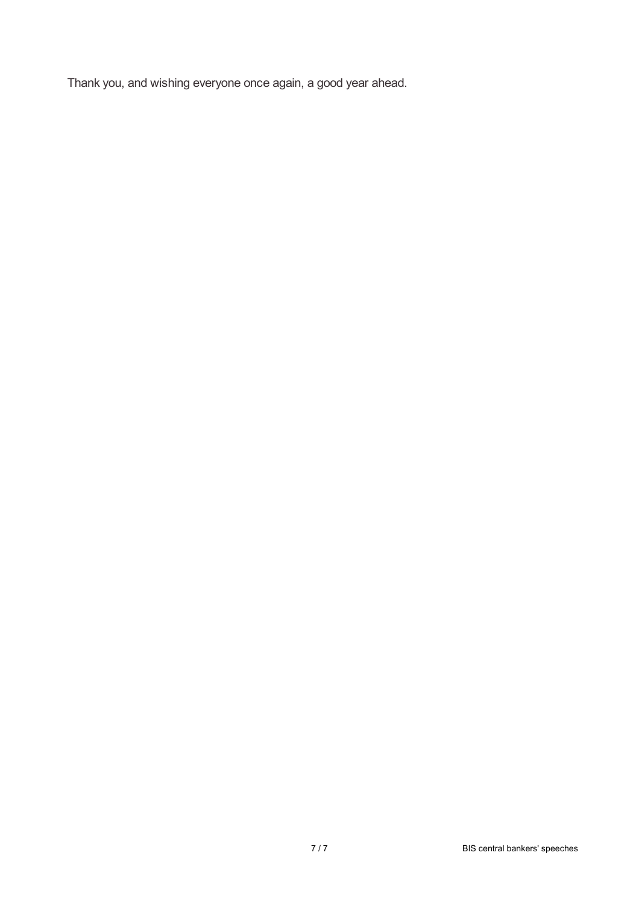Thank you, and wishing everyone once again, a good year ahead.